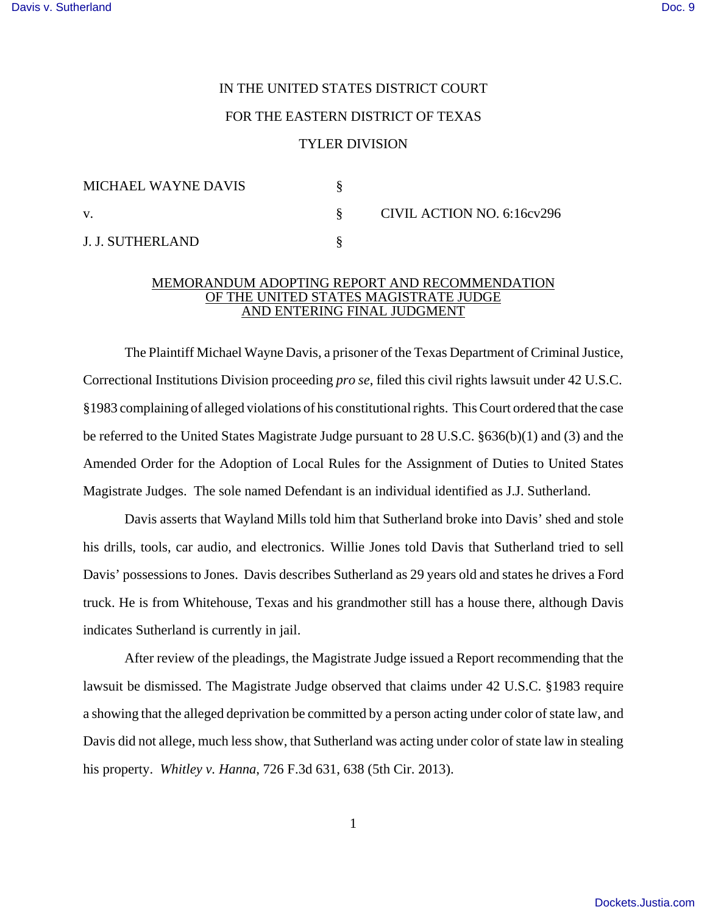IN THE UNITED STATES DISTRICT COURT

FOR THE EASTERN DISTRICT OF TEXAS

TYLER DIVISION

| | | |
|---|---|---|
| MICHAEL WAYNE DAVIS | § | |
| v. | § | CIVIL ACTION NO. 6:16cv296 |
| J. J. SUTHERLAND | § | |

## MEMORANDUM ADOPTING REPORT AND RECOMMENDATION OF THE UNITED STATES MAGISTRATE JUDGE AND ENTERING FINAL JUDGMENT

The Plaintiff Michael Wayne Davis, a prisoner of the Texas Department of Criminal Justice, Correctional Institutions Division proceeding *pro se*, filed this civil rights lawsuit under 42 U.S.C. §1983 complaining of alleged violations of his constitutional rights. This Court ordered that the case be referred to the United States Magistrate Judge pursuant to 28 U.S.C. §636(b)(1) and (3) and the Amended Order for the Adoption of Local Rules for the Assignment of Duties to United States Magistrate Judges. The sole named Defendant is an individual identified as J.J. Sutherland.

Davis asserts that Wayland Mills told him that Sutherland broke into Davis' shed and stole his drills, tools, car audio, and electronics. Willie Jones told Davis that Sutherland tried to sell Davis' possessions to Jones. Davis describes Sutherland as 29 years old and states he drives a Ford truck. He is from Whitehouse, Texas and his grandmother still has a house there, although Davis indicates Sutherland is currently in jail.

After review of the pleadings, the Magistrate Judge issued a Report recommending that the lawsuit be dismissed. The Magistrate Judge observed that claims under 42 U.S.C. §1983 require a showing that the alleged deprivation be committed by a person acting under color of state law, and Davis did not allege, much less show, that Sutherland was acting under color of state law in stealing his property. *Whitley v. Hanna*, 726 F.3d 631, 638 (5th Cir. 2013).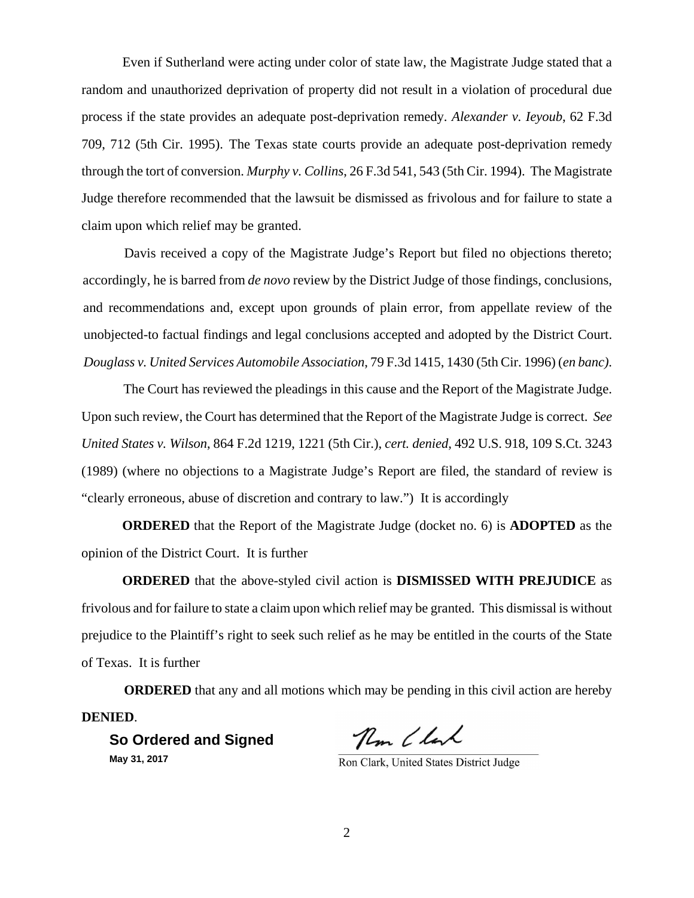Even if Sutherland were acting under color of state law, the Magistrate Judge stated that a random and unauthorized deprivation of property did not result in a violation of procedural due process if the state provides an adequate post-deprivation remedy. *Alexander v. Ieyoub*, 62 F.3d 709, 712 (5th Cir. 1995). The Texas state courts provide an adequate post-deprivation remedy through the tort of conversion. *Murphy v. Collins*, 26 F.3d 541, 543 (5th Cir. 1994). The Magistrate Judge therefore recommended that the lawsuit be dismissed as frivolous and for failure to state a claim upon which relief may be granted.

Davis received a copy of the Magistrate Judge's Report but filed no objections thereto; accordingly, he is barred from *de novo* review by the District Judge of those findings, conclusions, and recommendations and, except upon grounds of plain error, from appellate review of the unobjected-to factual findings and legal conclusions accepted and adopted by the District Court. *Douglass v. United Services Automobile Association*, 79 F.3d 1415, 1430 (5th Cir. 1996) (*en banc)*.

The Court has reviewed the pleadings in this cause and the Report of the Magistrate Judge. Upon such review, the Court has determined that the Report of the Magistrate Judge is correct. *See United States v. Wilson*, 864 F.2d 1219, 1221 (5th Cir.), *cert. denied*, 492 U.S. 918, 109 S.Ct. 3243 (1989) (where no objections to a Magistrate Judge's Report are filed, the standard of review is "clearly erroneous, abuse of discretion and contrary to law.") It is accordingly

**ORDERED** that the Report of the Magistrate Judge (docket no. 6) is **ADOPTED** as the opinion of the District Court. It is further

**ORDERED** that the above-styled civil action is **DISMISSED WITH PREJUDICE** as frivolous and for failure to state a claim upon which relief may be granted. This dismissal is without prejudice to the Plaintiff's right to seek such relief as he may be entitled in the courts of the State of Texas. It is further

**ORDERED** that any and all motions which may be pending in this civil action are hereby **DENIED**.

**So Ordered and Signed**
**May 31, 2017**

Ron Clark, United States District Judge